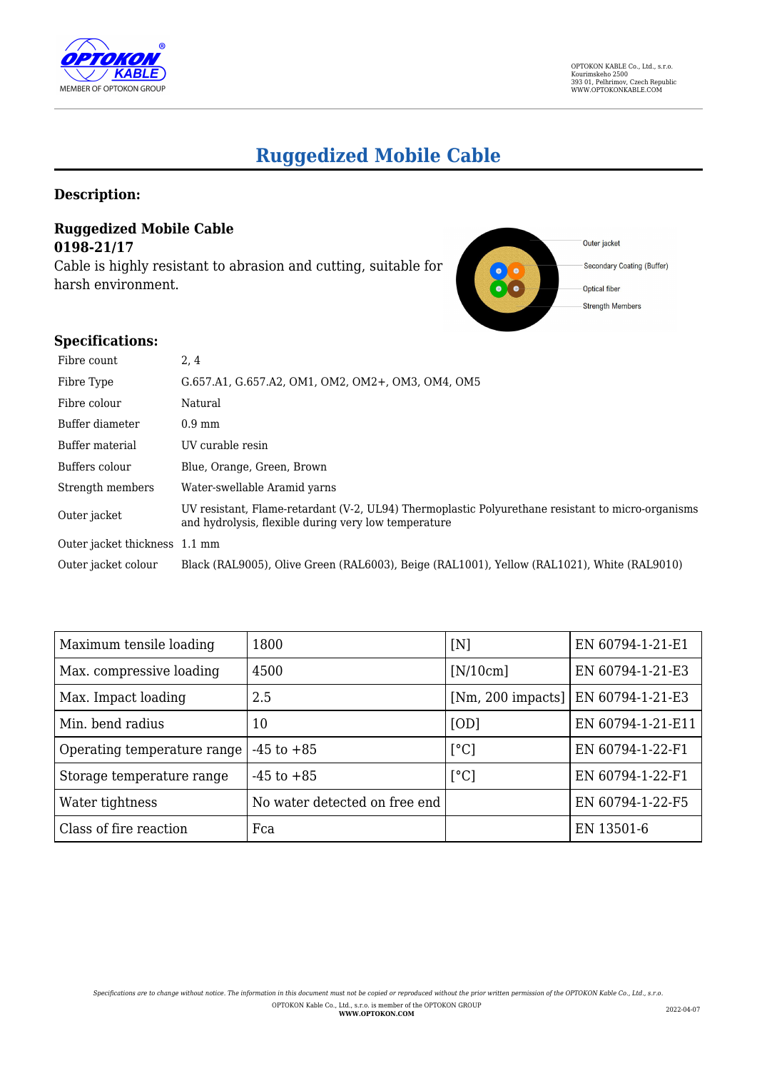# Ruggedized Mobile Cable

## Description:

**Ruggedized Mobile Cable**
**0198-21/17**

Cable is highly resistant to abrasion and cutting, suitable for harsh environment.

Outer jacket
Secondary Coating (Buffer)
Optical fiber
Strength Members

## Specifications:

| | |
|---|---|
| Fibre count | 2, 4 |
| Fibre Type | G.657.A1, G.657.A2, OM1, OM2, OM2+, OM3, OM4, OM5 |
| Fibre colour | Natural |
| Buffer diameter | 0.9 mm |
| Buffer material | UV curable resin |
| Buffers colour | Blue, Orange, Green, Brown |
| Strength members | Water-swellable Aramid yarns |
| Outer jacket | UV resistant, Flame-retardant (V-2, UL94) Thermoplastic Polyurethane resistant to micro-organisms and hydrolysis, flexible during very low temperature |
| Outer jacket thickness | 1.1 mm |
| Outer jacket colour | Black (RAL9005), Olive Green (RAL6003), Beige (RAL1001), Yellow (RAL1021), White (RAL9010) |

| | | | |
|---|---|---|---|
| Maximum tensile loading | 1800 | [N] | EN 60794-1-21-E1 |
| Max. compressive loading | 4500 | [N/10cm] | EN 60794-1-21-E3 |
| Max. Impact loading | 2.5 | [Nm, 200 impacts] | EN 60794-1-21-E3 |
| Min. bend radius | 10 | [OD] | EN 60794-1-21-E11 |
| Operating temperature range | -45 to +85 | [°C] | EN 60794-1-22-F1 |
| Storage temperature range | -45 to +85 | [°C] | EN 60794-1-22-F1 |
| Water tightness | No water detected on free end | | EN 60794-1-22-F5 |
| Class of fire reaction | Fca | | EN 13501-6 |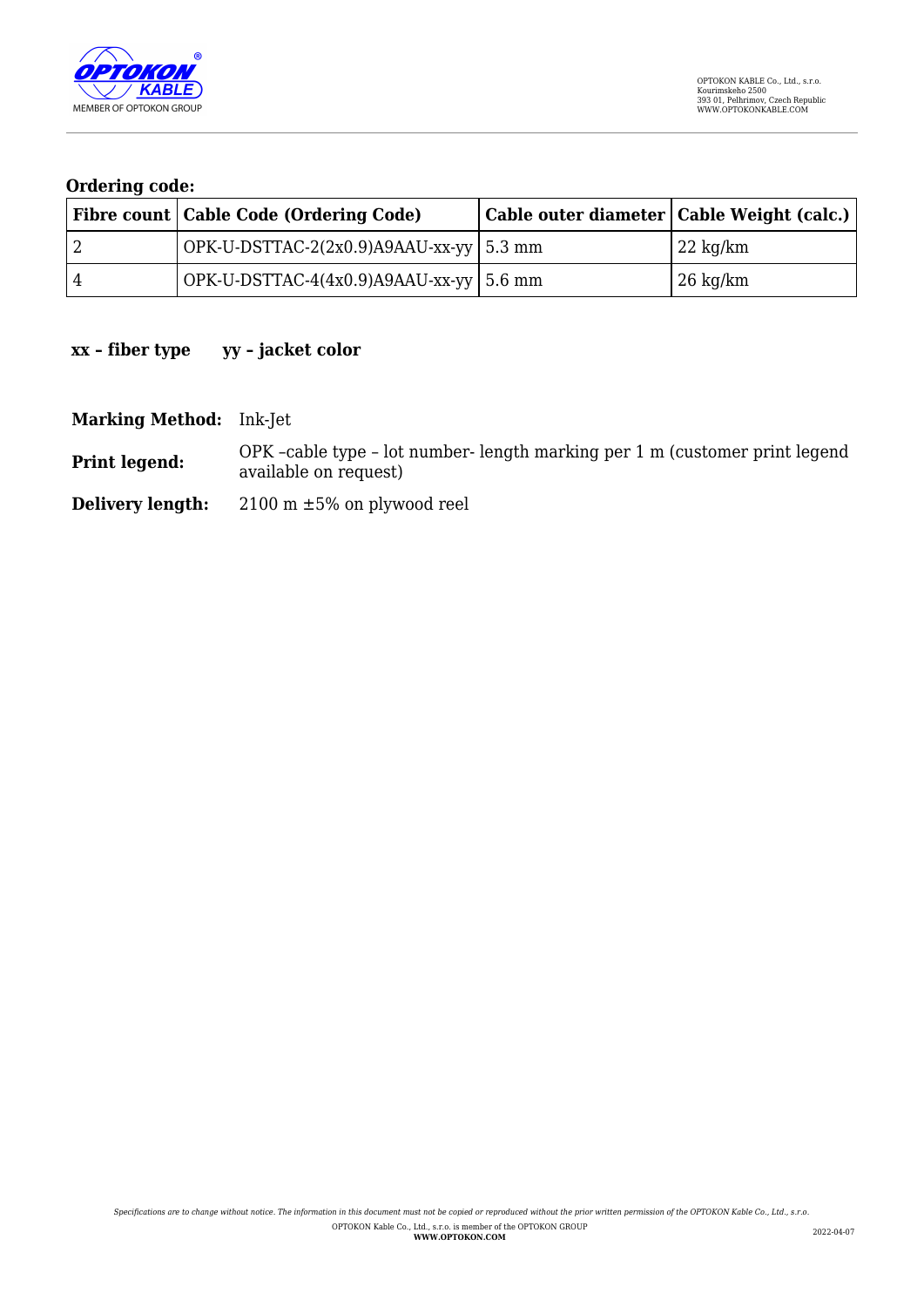**Ordering code:**

| Fibre count | Cable Code (Ordering Code) | Cable outer diameter | Cable Weight (calc.) |
|---|---|---|---|
| 2 | OPK-U-DSTTAC-2(2x0.9)A9AAU-xx-yy | 5.3 mm | 22 kg/km |
| 4 | OPK-U-DSTTAC-4(4x0.9)A9AAU-xx-yy | 5.6 mm | 26 kg/km |

**xx – fiber type** **yy – jacket color**

**Marking Method:** Ink-Jet

**Print legend:** OPK –cable type – lot number- length marking per 1 m (customer print legend available on request)

**Delivery length:** 2100 m ±5% on plywood reel

*Specifications are to change without notice. The information in this document must not be copied or reproduced without the prior written permission of the OPTOKON Kable Co., Ltd., s.r.o.*

OPTOKON Kable Co., Ltd., s.r.o. is member of the OPTOKON GROUP
**WWW.OPTOKON.COM**

2022-04-07